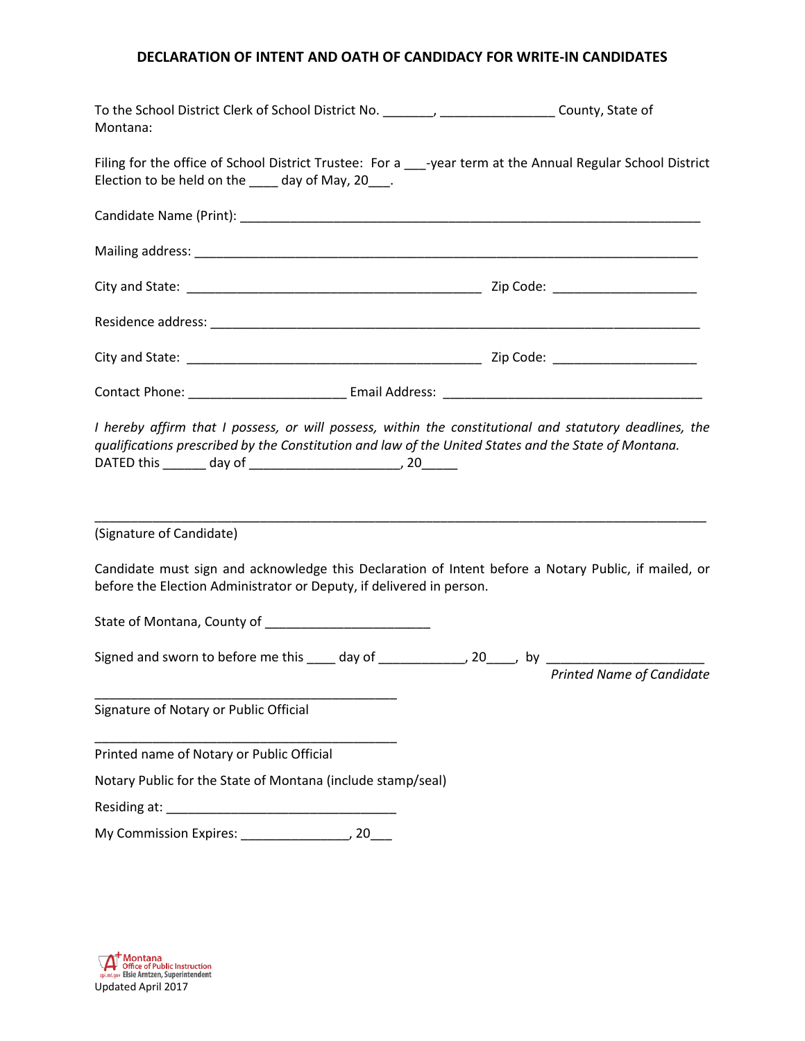# DECLARATION OF INTENT AND OATH OF CANDIDACY FOR WRITE-IN CANDIDATES

To the School District Clerk of School District No. _______, ________________ County, State of Montana:

Filing for the office of School District Trustee: For a ___-year term at the Annual Regular School District Election to be held on the ____ day of May, 20___.

Candidate Name (Print): ________________________________________________________________

Mailing address: ________________________________________________________________________

City and State: __________________________________________ Zip Code: ____________________

Residence address: ______________________________________________________________________

City and State: __________________________________________ Zip Code: ____________________

Contact Phone: ______________________ Email Address: ____________________________________

*I hereby affirm that I possess, or will possess, within the constitutional and statutory deadlines, the qualifications prescribed by the Constitution and law of the United States and the State of Montana.*
DATED this ______ day of _____________________, 20_____

_________________________________________________________________________________________

(Signature of Candidate)

Candidate must sign and acknowledge this Declaration of Intent before a Notary Public, if mailed, or before the Election Administrator or Deputy, if delivered in person.

State of Montana, County of _______________________

Signed and sworn to before me this ____ day of ____________, 20____, by ______________________
*Printed Name of Candidate*

____________________________________________
Signature of Notary or Public Official

____________________________________________
Printed name of Notary or Public Official

Notary Public for the State of Montana (include stamp/seal)

Residing at: ________________________________

My Commission Expires: _______________, 20___

Montana Office of Public Instruction
opi.mt.gov Elsie Arntzen, Superintendent
Updated April 2017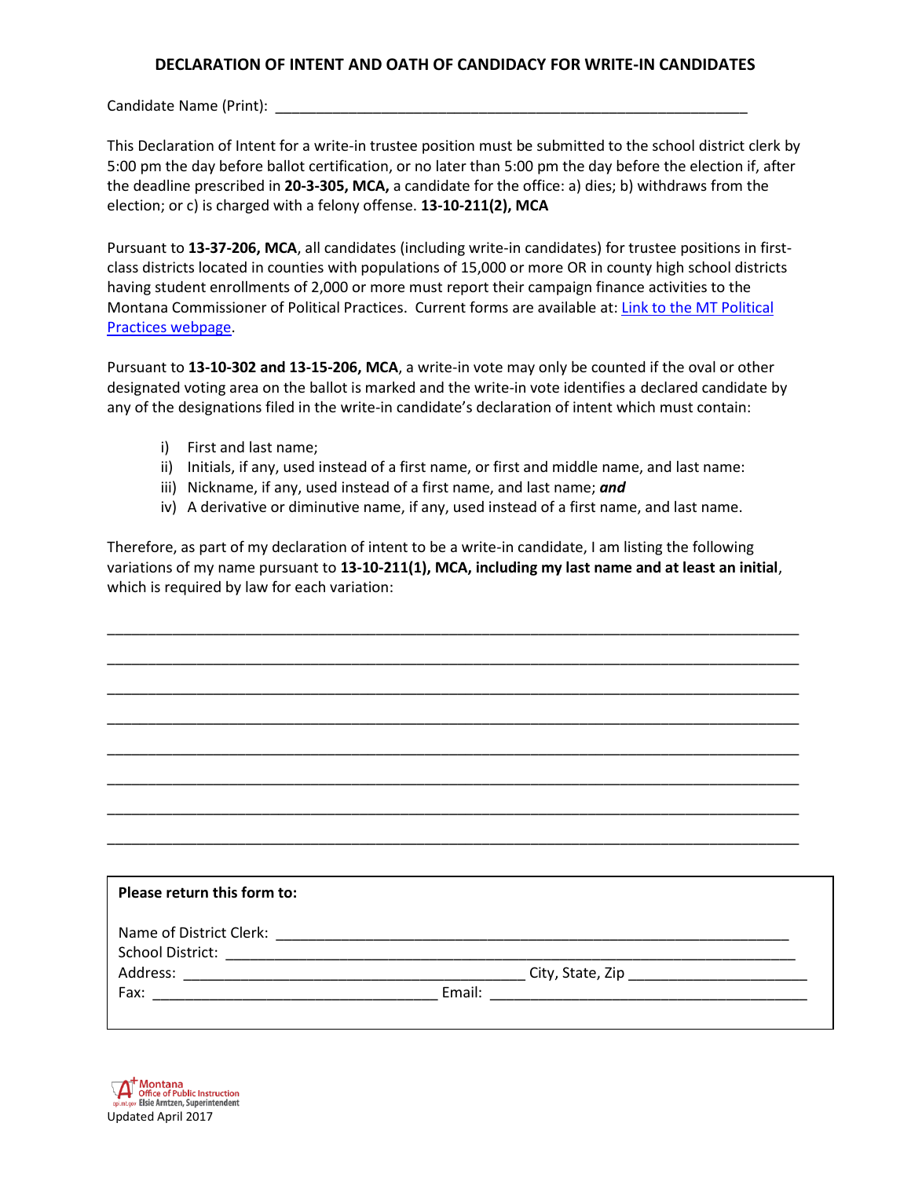## DECLARATION OF INTENT AND OATH OF CANDIDACY FOR WRITE-IN CANDIDATES

Candidate Name (Print): ____________________________________________________________

This Declaration of Intent for a write-in trustee position must be submitted to the school district clerk by 5:00 pm the day before ballot certification, or no later than 5:00 pm the day before the election if, after the deadline prescribed in **20-3-305, MCA,** a candidate for the office: a) dies; b) withdraws from the election; or c) is charged with a felony offense. **13-10-211(2), MCA**

Pursuant to **13-37-206, MCA**, all candidates (including write-in candidates) for trustee positions in first-class districts located in counties with populations of 15,000 or more OR in county high school districts having student enrollments of 2,000 or more must report their campaign finance activities to the Montana Commissioner of Political Practices. Current forms are available at: Link to the MT Political Practices webpage.

Pursuant to **13-10-302 and 13-15-206, MCA**, a write-in vote may only be counted if the oval or other designated voting area on the ballot is marked and the write-in vote identifies a declared candidate by any of the designations filed in the write-in candidate's declaration of intent which must contain:

i) First and last name;
ii) Initials, if any, used instead of a first name, or first and middle name, and last name:
iii) Nickname, if any, used instead of a first name, and last name; ***and***
iv) A derivative or diminutive name, if any, used instead of a first name, and last name.

Therefore, as part of my declaration of intent to be a write-in candidate, I am listing the following variations of my name pursuant to **13-10-211(1), MCA, including my last name and at least an initial**, which is required by law for each variation:

______________________________________________________________________________

______________________________________________________________________________

______________________________________________________________________________

______________________________________________________________________________

______________________________________________________________________________

______________________________________________________________________________

______________________________________________________________________________

______________________________________________________________________________

**Please return this form to:**

Name of District Clerk: ____________________________________________________________

School District: ____________________________________________________________

Address: ________________________________________ City, State, Zip ____________________

Fax: ________________________________ Email: ____________________________________

Montana Office of Public Instruction
opi.mt.gov Elsie Arntzen, Superintendent
Updated April 2017